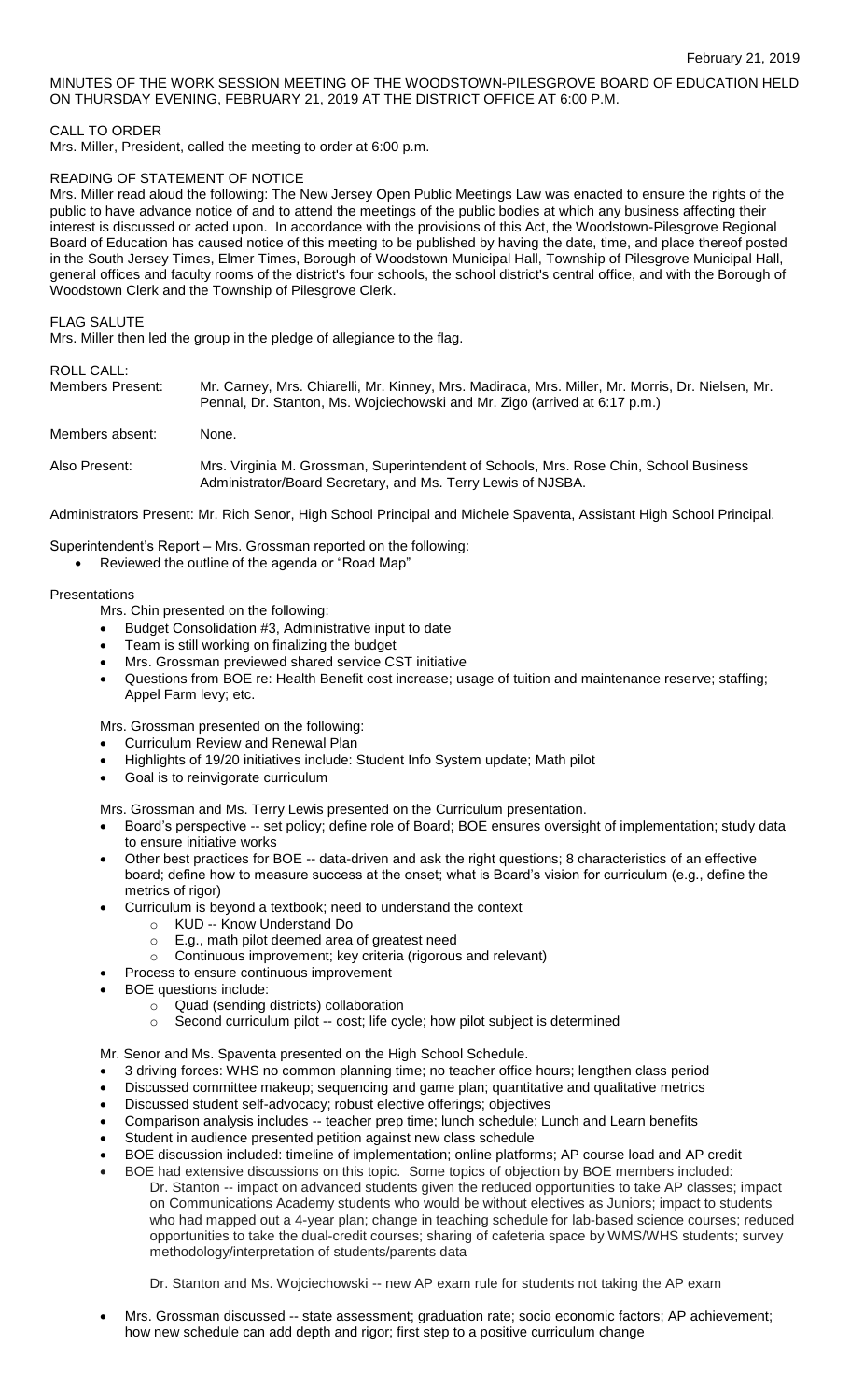February 21, 2019

MINUTES OF THE WORK SESSION MEETING OF THE WOODSTOWN-PILESGROVE BOARD OF EDUCATION HELD ON THURSDAY EVENING, FEBRUARY 21, 2019 AT THE DISTRICT OFFICE AT 6:00 P.M.

CALL TO ORDER
Mrs. Miller, President, called the meeting to order at 6:00 p.m.

READING OF STATEMENT OF NOTICE
Mrs. Miller read aloud the following: The New Jersey Open Public Meetings Law was enacted to ensure the rights of the public to have advance notice of and to attend the meetings of the public bodies at which any business affecting their interest is discussed or acted upon. In accordance with the provisions of this Act, the Woodstown-Pilesgrove Regional Board of Education has caused notice of this meeting to be published by having the date, time, and place thereof posted in the South Jersey Times, Elmer Times, Borough of Woodstown Municipal Hall, Township of Pilesgrove Municipal Hall, general offices and faculty rooms of the district's four schools, the school district's central office, and with the Borough of Woodstown Clerk and the Township of Pilesgrove Clerk.

FLAG SALUTE
Mrs. Miller then led the group in the pledge of allegiance to the flag.

ROLL CALL:

Members Present: Mr. Carney, Mrs. Chiarelli, Mr. Kinney, Mrs. Madiraca, Mrs. Miller, Mr. Morris, Dr. Nielsen, Mr. Pennal, Dr. Stanton, Ms. Wojciechowski and Mr. Zigo (arrived at 6:17 p.m.)

Members absent: None.

Also Present: Mrs. Virginia M. Grossman, Superintendent of Schools, Mrs. Rose Chin, School Business Administrator/Board Secretary, and Ms. Terry Lewis of NJSBA.

Administrators Present: Mr. Rich Senor, High School Principal and Michele Spaventa, Assistant High School Principal.

Superintendent's Report – Mrs. Grossman reported on the following:

- Reviewed the outline of the agenda or "Road Map"

Presentations

Mrs. Chin presented on the following:

- Budget Consolidation #3, Administrative input to date
- Team is still working on finalizing the budget
- Mrs. Grossman previewed shared service CST initiative
- Questions from BOE re: Health Benefit cost increase; usage of tuition and maintenance reserve; staffing; Appel Farm levy; etc.

Mrs. Grossman presented on the following:

- Curriculum Review and Renewal Plan
- Highlights of 19/20 initiatives include: Student Info System update; Math pilot
- Goal is to reinvigorate curriculum

Mrs. Grossman and Ms. Terry Lewis presented on the Curriculum presentation.

- Board's perspective -- set policy; define role of Board; BOE ensures oversight of implementation; study data to ensure initiative works
- Other best practices for BOE -- data-driven and ask the right questions; 8 characteristics of an effective board; define how to measure success at the onset; what is Board's vision for curriculum (e.g., define the metrics of rigor)
- Curriculum is beyond a textbook; need to understand the context
  - KUD -- Know Understand Do
  - E.g., math pilot deemed area of greatest need
  - Continuous improvement; key criteria (rigorous and relevant)
- Process to ensure continuous improvement
- BOE questions include:
  - Quad (sending districts) collaboration
  - Second curriculum pilot -- cost; life cycle; how pilot subject is determined

Mr. Senor and Ms. Spaventa presented on the High School Schedule.

- 3 driving forces: WHS no common planning time; no teacher office hours; lengthen class period
- Discussed committee makeup; sequencing and game plan; quantitative and qualitative metrics
- Discussed student self-advocacy; robust elective offerings; objectives
- Comparison analysis includes -- teacher prep time; lunch schedule; Lunch and Learn benefits
- Student in audience presented petition against new class schedule
- BOE discussion included: timeline of implementation; online platforms; AP course load and AP credit
- BOE had extensive discussions on this topic. Some topics of objection by BOE members included:

  Dr. Stanton -- impact on advanced students given the reduced opportunities to take AP classes; impact on Communications Academy students who would be without electives as Juniors; impact to students who had mapped out a 4-year plan; change in teaching schedule for lab-based science courses; reduced opportunities to take the dual-credit courses; sharing of cafeteria space by WMS/WHS students; survey methodology/interpretation of students/parents data

  Dr. Stanton and Ms. Wojciechowski -- new AP exam rule for students not taking the AP exam

- Mrs. Grossman discussed -- state assessment; graduation rate; socio economic factors; AP achievement; how new schedule can add depth and rigor; first step to a positive curriculum change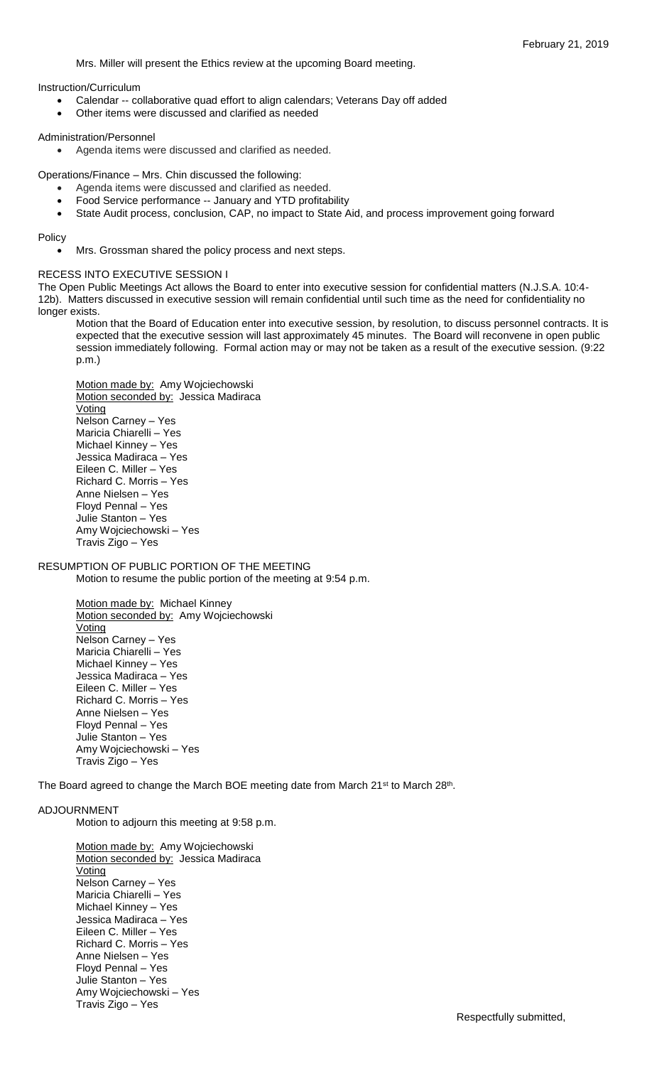Mrs. Miller will present the Ethics review at the upcoming Board meeting.

Instruction/Curriculum

- Calendar -- collaborative quad effort to align calendars; Veterans Day off added
- Other items were discussed and clarified as needed

Administration/Personnel

- Agenda items were discussed and clarified as needed.

Operations/Finance – Mrs. Chin discussed the following:

- Agenda items were discussed and clarified as needed.
- Food Service performance -- January and YTD profitability
- State Audit process, conclusion, CAP, no impact to State Aid, and process improvement going forward

Policy

- Mrs. Grossman shared the policy process and next steps.

RECESS INTO EXECUTIVE SESSION I

The Open Public Meetings Act allows the Board to enter into executive session for confidential matters (N.J.S.A. 10:4-12b). Matters discussed in executive session will remain confidential until such time as the need for confidentiality no longer exists.

Motion that the Board of Education enter into executive session, by resolution, to discuss personnel contracts. It is expected that the executive session will last approximately 45 minutes. The Board will reconvene in open public session immediately following. Formal action may or may not be taken as a result of the executive session. (9:22 p.m.)

Motion made by: Amy Wojciechowski
Motion seconded by: Jessica Madiraca
Voting
Nelson Carney – Yes
Maricia Chiarelli – Yes
Michael Kinney – Yes
Jessica Madiraca – Yes
Eileen C. Miller – Yes
Richard C. Morris – Yes
Anne Nielsen – Yes
Floyd Pennal – Yes
Julie Stanton – Yes
Amy Wojciechowski – Yes
Travis Zigo – Yes

RESUMPTION OF PUBLIC PORTION OF THE MEETING

Motion to resume the public portion of the meeting at 9:54 p.m.

Motion made by: Michael Kinney
Motion seconded by: Amy Wojciechowski
Voting
Nelson Carney – Yes
Maricia Chiarelli – Yes
Michael Kinney – Yes
Jessica Madiraca – Yes
Eileen C. Miller – Yes
Richard C. Morris – Yes
Anne Nielsen – Yes
Floyd Pennal – Yes
Julie Stanton – Yes
Amy Wojciechowski – Yes
Travis Zigo – Yes

The Board agreed to change the March BOE meeting date from March 21st to March 28th.

ADJOURNMENT

Motion to adjourn this meeting at 9:58 p.m.

Motion made by: Amy Wojciechowski
Motion seconded by: Jessica Madiraca
Voting
Nelson Carney – Yes
Maricia Chiarelli – Yes
Michael Kinney – Yes
Jessica Madiraca – Yes
Eileen C. Miller – Yes
Richard C. Morris – Yes
Anne Nielsen – Yes
Floyd Pennal – Yes
Julie Stanton – Yes
Amy Wojciechowski – Yes
Travis Zigo – Yes

Respectfully submitted,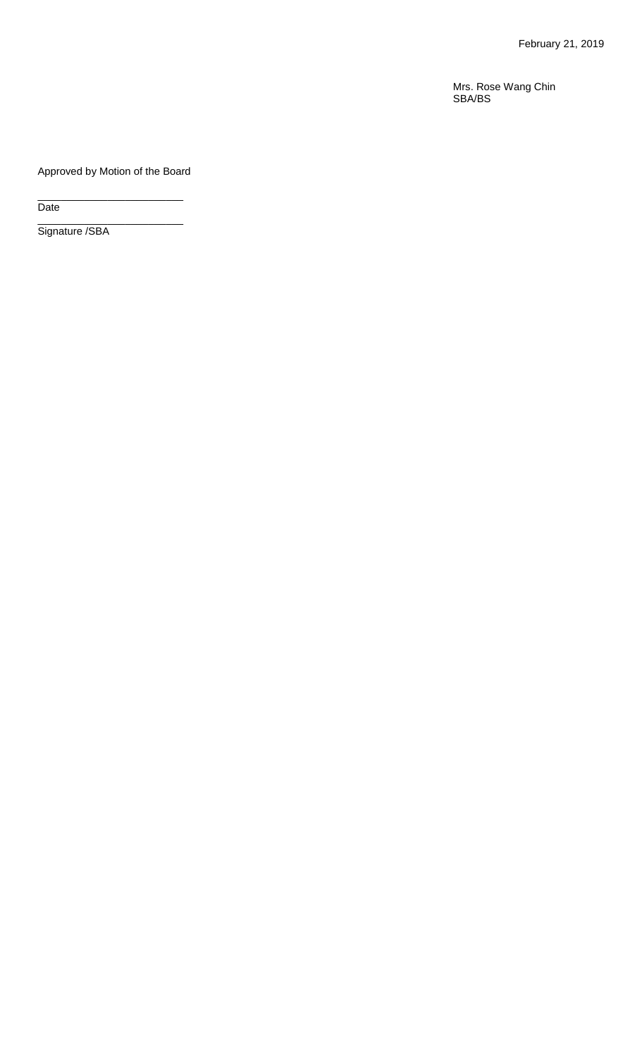February 21, 2019

Mrs. Rose Wang Chin
SBA/BS

Approved by Motion of the Board

\_\_\_\_\_\_\_\_\_\_\_\_\_\_\_\_\_\_\_\_\_\_\_\_\_
Date

\_\_\_\_\_\_\_\_\_\_\_\_\_\_\_\_\_\_\_\_\_\_\_\_\_
Signature /SBA